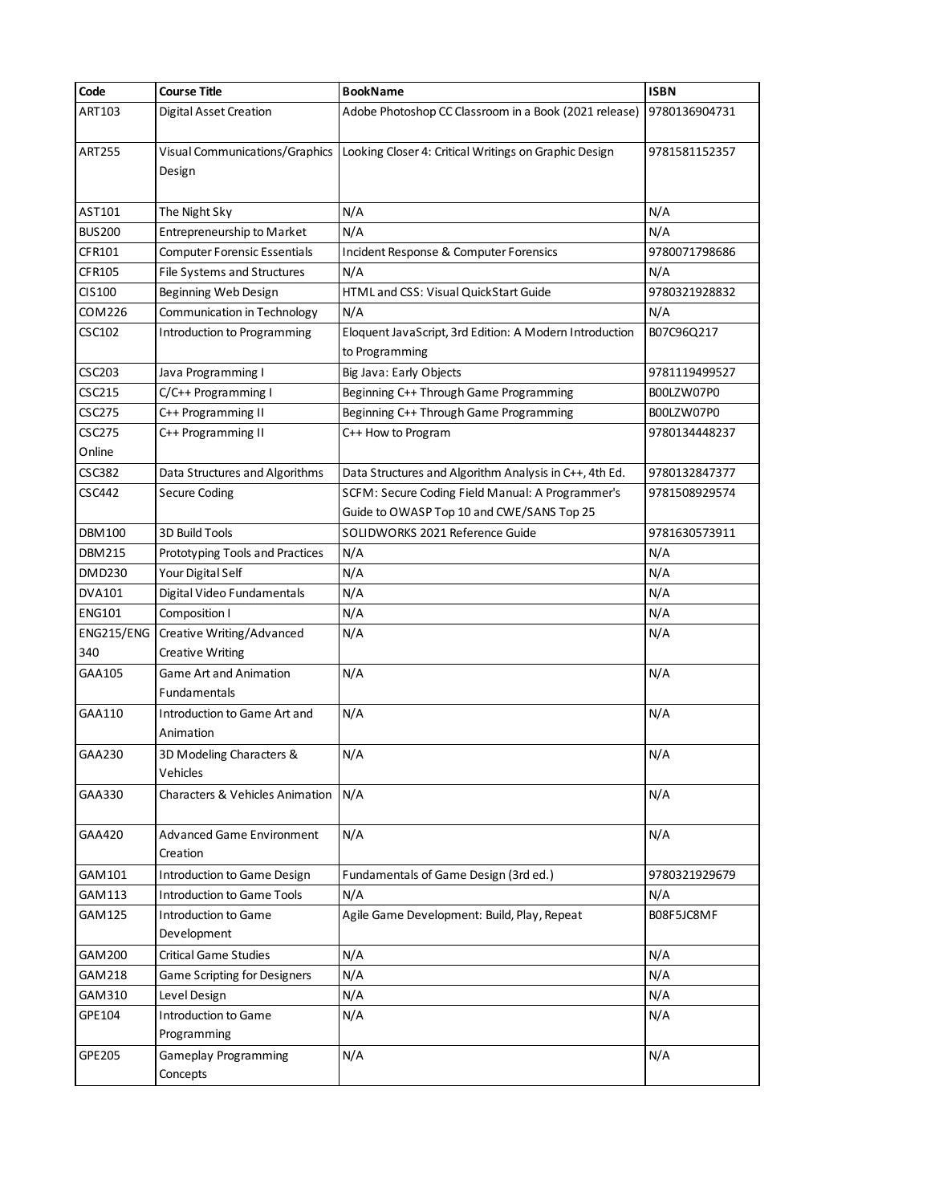| Code | Course Title | BookName | ISBN |
|---|---|---|---|
| ART103 | Digital Asset Creation | Adobe Photoshop CC Classroom in a Book (2021 release) | 9780136904731 |
| ART255 | Visual Communications/Graphics Design | Looking Closer 4: Critical Writings on Graphic Design | 9781581152357 |
| AST101 | The Night Sky | N/A | N/A |
| BUS200 | Entrepreneurship to Market | N/A | N/A |
| CFR101 | Computer Forensic Essentials | Incident Response & Computer Forensics | 9780071798686 |
| CFR105 | File Systems and Structures | N/A | N/A |
| CIS100 | Beginning Web Design | HTML and CSS: Visual QuickStart Guide | 9780321928832 |
| COM226 | Communication in Technology | N/A | N/A |
| CSC102 | Introduction to Programming | Eloquent JavaScript, 3rd Edition: A Modern Introduction to Programming | B07C96Q217 |
| CSC203 | Java Programming I | Big Java: Early Objects | 9781119499527 |
| CSC215 | C/C++ Programming I | Beginning C++ Through Game Programming | B00LZW07P0 |
| CSC275 | C++ Programming II | Beginning C++ Through Game Programming | B00LZW07P0 |
| CSC275 Online | C++ Programming II | C++ How to Program | 9780134448237 |
| CSC382 | Data Structures and Algorithms | Data Structures and Algorithm Analysis in C++, 4th Ed. | 9780132847377 |
| CSC442 | Secure Coding | SCFM: Secure Coding Field Manual: A Programmer's Guide to OWASP Top 10 and CWE/SANS Top 25 | 9781508929574 |
| DBM100 | 3D Build Tools | SOLIDWORKS 2021 Reference Guide | 9781630573911 |
| DBM215 | Prototyping Tools and Practices | N/A | N/A |
| DMD230 | Your Digital Self | N/A | N/A |
| DVA101 | Digital Video Fundamentals | N/A | N/A |
| ENG101 | Composition I | N/A | N/A |
| ENG215/ENG 340 | Creative Writing/Advanced Creative Writing | N/A | N/A |
| GAA105 | Game Art and Animation Fundamentals | N/A | N/A |
| GAA110 | Introduction to Game Art and Animation | N/A | N/A |
| GAA230 | 3D Modeling Characters & Vehicles | N/A | N/A |
| GAA330 | Characters & Vehicles Animation | N/A | N/A |
| GAA420 | Advanced Game Environment Creation | N/A | N/A |
| GAM101 | Introduction to Game Design | Fundamentals of Game Design (3rd ed.) | 9780321929679 |
| GAM113 | Introduction to Game Tools | N/A | N/A |
| GAM125 | Introduction to Game Development | Agile Game Development: Build, Play, Repeat | B08F5JC8MF |
| GAM200 | Critical Game Studies | N/A | N/A |
| GAM218 | Game Scripting for Designers | N/A | N/A |
| GAM310 | Level Design | N/A | N/A |
| GPE104 | Introduction to Game Programming | N/A | N/A |
| GPE205 | Gameplay Programming Concepts | N/A | N/A |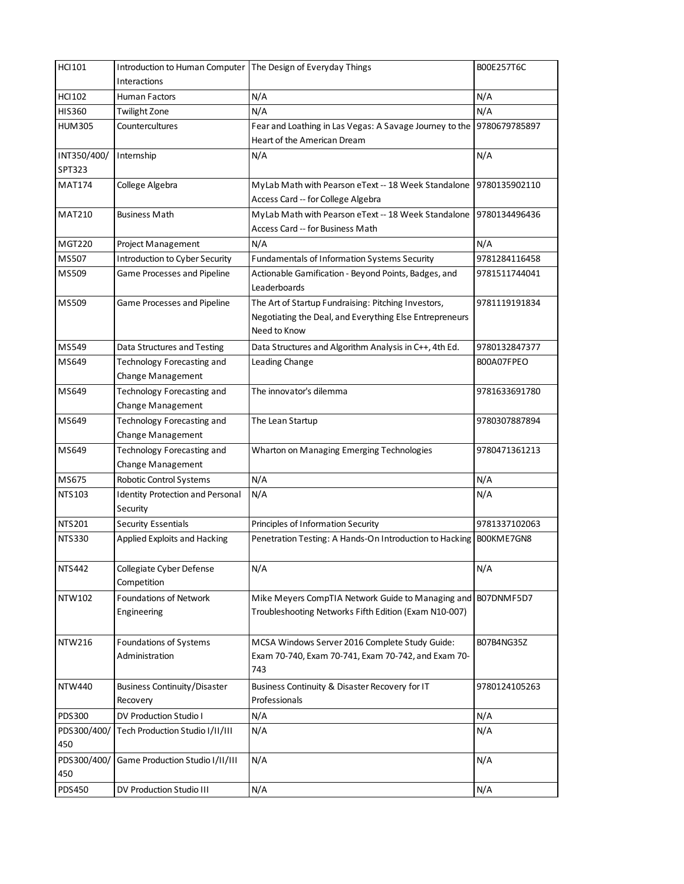| HCI101 | Introduction to Human Computer Interactions | The Design of Everyday Things | B00E257T6C |
|---|---|---|---|
| HCI102 | Human Factors | N/A | N/A |
| HIS360 | Twilight Zone | N/A | N/A |
| HUM305 | Countercultures | Fear and Loathing in Las Vegas: A Savage Journey to the Heart of the American Dream | 9780679785897 |
| INT350/400/SPT323 | Internship | N/A | N/A |
| MAT174 | College Algebra | MyLab Math with Pearson eText -- 18 Week Standalone Access Card -- for College Algebra | 9780135902110 |
| MAT210 | Business Math | MyLab Math with Pearson eText -- 18 Week Standalone Access Card -- for Business Math | 9780134496436 |
| MGT220 | Project Management | N/A | N/A |
| MS507 | Introduction to Cyber Security | Fundamentals of Information Systems Security | 9781284116458 |
| MS509 | Game Processes and Pipeline | Actionable Gamification - Beyond Points, Badges, and Leaderboards | 9781511744041 |
| MS509 | Game Processes and Pipeline | The Art of Startup Fundraising: Pitching Investors, Negotiating the Deal, and Everything Else Entrepreneurs Need to Know | 9781119191834 |
| MS549 | Data Structures and Testing | Data Structures and Algorithm Analysis in C++, 4th Ed. | 9780132847377 |
| MS649 | Technology Forecasting and Change Management | Leading Change | B00A07FPEO |
| MS649 | Technology Forecasting and Change Management | The innovator's dilemma | 9781633691780 |
| MS649 | Technology Forecasting and Change Management | The Lean Startup | 9780307887894 |
| MS649 | Technology Forecasting and Change Management | Wharton on Managing Emerging Technologies | 9780471361213 |
| MS675 | Robotic Control Systems | N/A | N/A |
| NTS103 | Identity Protection and Personal Security | N/A | N/A |
| NTS201 | Security Essentials | Principles of Information Security | 9781337102063 |
| NTS330 | Applied Exploits and Hacking | Penetration Testing: A Hands-On Introduction to Hacking | B00KME7GN8 |
| NTS442 | Collegiate Cyber Defense Competition | N/A | N/A |
| NTW102 | Foundations of Network Engineering | Mike Meyers CompTIA Network Guide to Managing and Troubleshooting Networks Fifth Edition (Exam N10-007) | B07DNMF5D7 |
| NTW216 | Foundations of Systems Administration | MCSA Windows Server 2016 Complete Study Guide: Exam 70-740, Exam 70-741, Exam 70-742, and Exam 70-743 | B07B4NG35Z |
| NTW440 | Business Continuity/Disaster Recovery | Business Continuity & Disaster Recovery for IT Professionals | 9780124105263 |
| PDS300 | DV Production Studio I | N/A | N/A |
| PDS300/400/450 | Tech Production Studio I/II/III | N/A | N/A |
| PDS300/400/450 | Game Production Studio I/II/III | N/A | N/A |
| PDS450 | DV Production Studio III | N/A | N/A |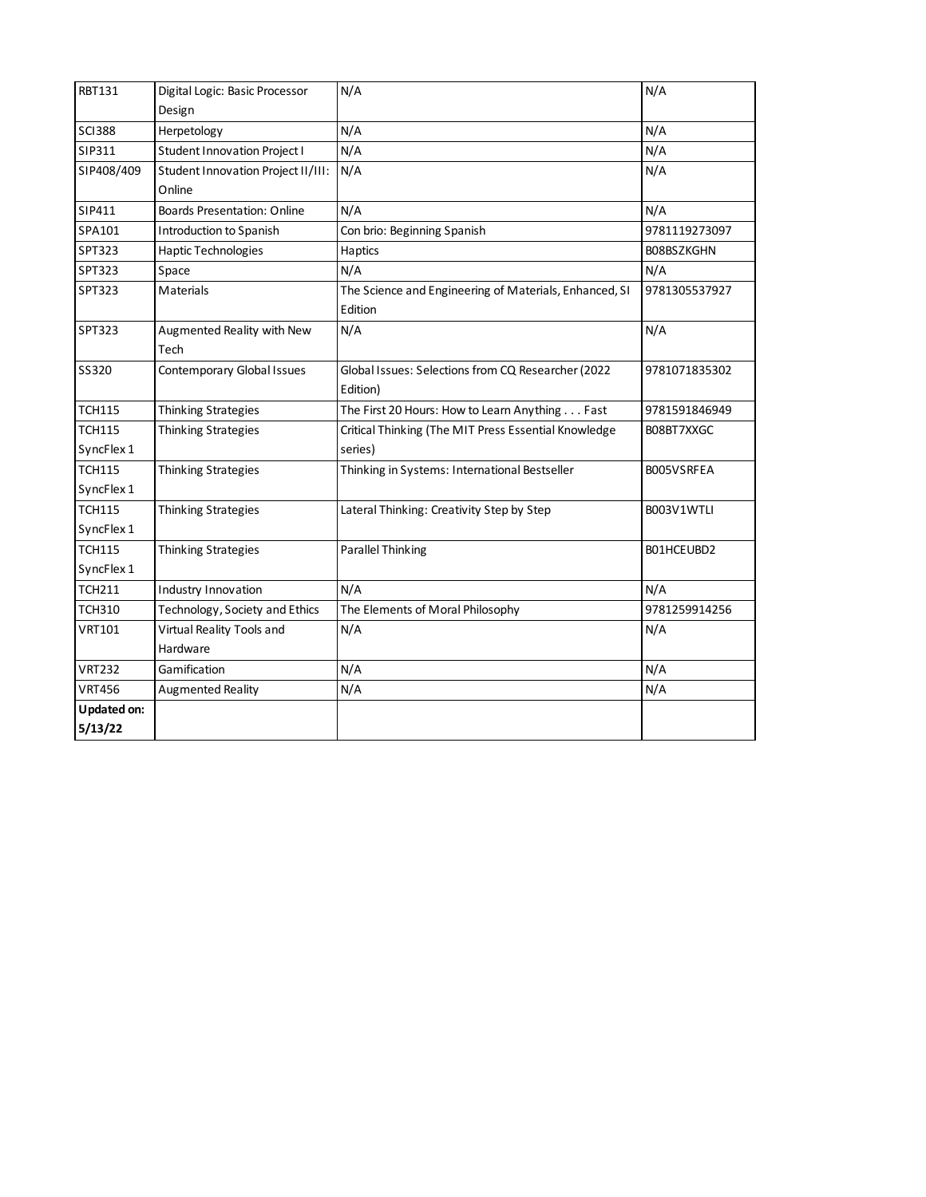| | | | |
|---|---|---|---|
| RBT131 | Digital Logic: Basic Processor Design | N/A | N/A |
| SCI388 | Herpetology | N/A | N/A |
| SIP311 | Student Innovation Project I | N/A | N/A |
| SIP408/409 | Student Innovation Project II/III: Online | N/A | N/A |
| SIP411 | Boards Presentation: Online | N/A | N/A |
| SPA101 | Introduction to Spanish | Con brio: Beginning Spanish | 9781119273097 |
| SPT323 | Haptic Technologies | Haptics | B08BSZKGHN |
| SPT323 | Space | N/A | N/A |
| SPT323 | Materials | The Science and Engineering of Materials, Enhanced, SI Edition | 9781305537927 |
| SPT323 | Augmented Reality with New Tech | N/A | N/A |
| SS320 | Contemporary Global Issues | Global Issues: Selections from CQ Researcher (2022 Edition) | 9781071835302 |
| TCH115 | Thinking Strategies | The First 20 Hours: How to Learn Anything . . . Fast | 9781591846949 |
| TCH115 SyncFlex 1 | Thinking Strategies | Critical Thinking (The MIT Press Essential Knowledge series) | B08BT7XXGC |
| TCH115 SyncFlex 1 | Thinking Strategies | Thinking in Systems: International Bestseller | B005VSRFEA |
| TCH115 SyncFlex 1 | Thinking Strategies | Lateral Thinking: Creativity Step by Step | B003V1WTLI |
| TCH115 SyncFlex 1 | Thinking Strategies | Parallel Thinking | B01HCEUBD2 |
| TCH211 | Industry Innovation | N/A | N/A |
| TCH310 | Technology, Society and Ethics | The Elements of Moral Philosophy | 9781259914256 |
| VRT101 | Virtual Reality Tools and Hardware | N/A | N/A |
| VRT232 | Gamification | N/A | N/A |
| VRT456 | Augmented Reality | N/A | N/A |
| **Updated on: 5/13/22** | | | |